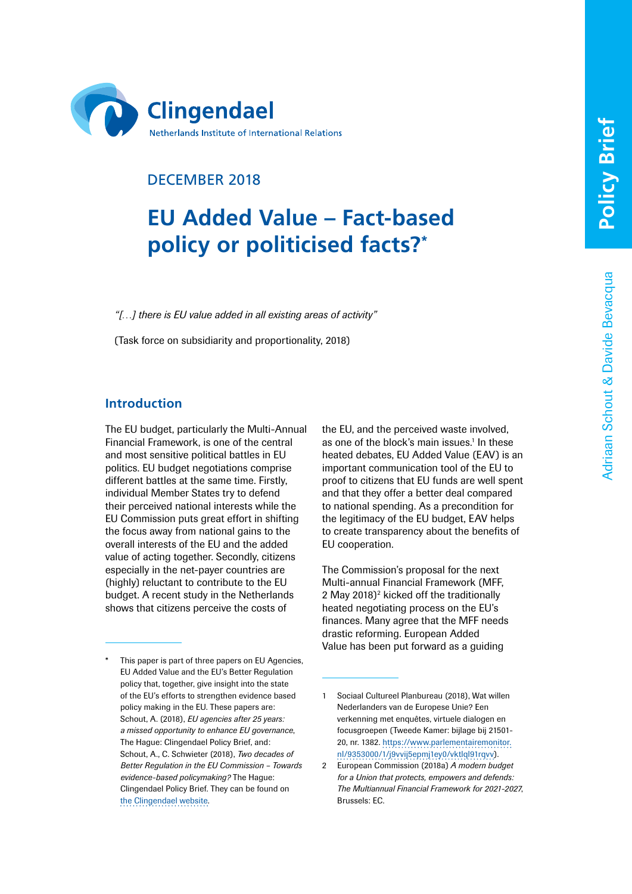Clingendael

Netherlands Institute of International Relations

Policy Brief

DECEMBER 2018

# EU Added Value – Fact-based policy or politicised facts?*

Adriaan Schout & Davide Bevacqua

*"[…] there is EU value added in all existing areas of activity"*

(Task force on subsidiarity and proportionality, 2018)

## Introduction

The EU budget, particularly the Multi-Annual Financial Framework, is one of the central and most sensitive political battles in EU politics. EU budget negotiations comprise different battles at the same time. Firstly, individual Member States try to defend their perceived national interests while the EU Commission puts great effort in shifting the focus away from national gains to the overall interests of the EU and the added value of acting together. Secondly, citizens especially in the net-payer countries are (highly) reluctant to contribute to the EU budget. A recent study in the Netherlands shows that citizens perceive the costs of the EU, and the perceived waste involved, as one of the block's main issues.[1] In these heated debates, EU Added Value (EAV) is an important communication tool of the EU to proof to citizens that EU funds are well spent and that they offer a better deal compared to national spending. As a precondition for the legitimacy of the EU budget, EAV helps to create transparency about the benefits of EU cooperation.

The Commission's proposal for the next Multi-annual Financial Framework (MFF, 2 May 2018)[2] kicked off the traditionally heated negotiating process on the EU's finances. Many agree that the MFF needs drastic reforming. European Added Value has been put forward as a guiding

---

\* This paper is part of three papers on EU Agencies, EU Added Value and the EU's Better Regulation policy that, together, give insight into the state of the EU's efforts to strengthen evidence based policy making in the EU. These papers are: Schout, A. (2018), *EU agencies after 25 years: a missed opportunity to enhance EU governance*, The Hague: Clingendael Policy Brief, and: Schout, A., C. Schwieter (2018), *Two decades of Better Regulation in the EU Commission – Towards evidence-based policymaking?* The Hague: Clingendael Policy Brief. They can be found on the Clingendael website.

1 Sociaal Cultureel Planbureau (2018), Wat willen Nederlanders van de Europese Unie? Een verkenning met enquêtes, virtuele dialogen en focusgroepen (Tweede Kamer: bijlage bij 21501-20, nr. 1382. https://www.parlementairemonitor.nl/9353000/1/j9vvij5epmj1ey0/vktlql91rqvv).

2 European Commission (2018a) *A modern budget for a Union that protects, empowers and defends: The Multiannual Financial Framework for 2021-2027*, Brussels: EC.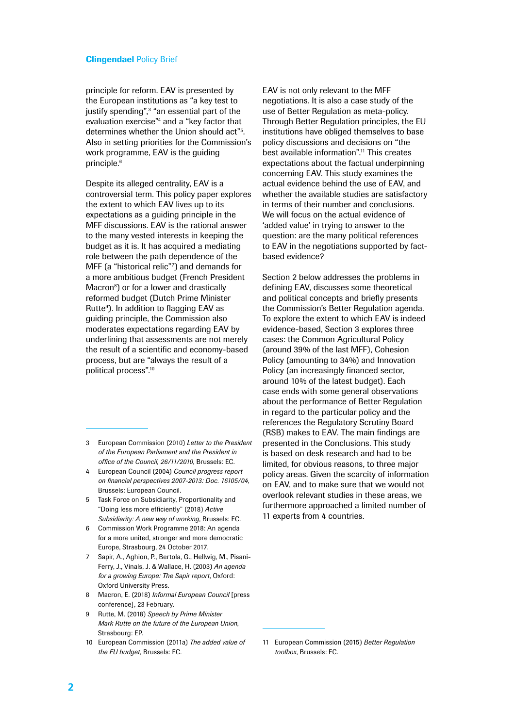principle for reform. EAV is presented by the European institutions as "a key test to justify spending",[3] "an essential part of the evaluation exercise"[4] and a "key factor that determines whether the Union should act"[5]. Also in setting priorities for the Commission's work programme, EAV is the guiding principle.[6]

Despite its alleged centrality, EAV is a controversial term. This policy paper explores the extent to which EAV lives up to its expectations as a guiding principle in the MFF discussions. EAV is the rational answer to the many vested interests in keeping the budget as it is. It has acquired a mediating role between the path dependence of the MFF (a "historical relic"[7]) and demands for a more ambitious budget (French President Macron[8]) or for a lower and drastically reformed budget (Dutch Prime Minister Rutte[9]). In addition to flagging EAV as guiding principle, the Commission also moderates expectations regarding EAV by underlining that assessments are not merely the result of a scientific and economy-based process, but are "always the result of a political process".[10]

EAV is not only relevant to the MFF negotiations. It is also a case study of the use of Better Regulation as meta-policy. Through Better Regulation principles, the EU institutions have obliged themselves to base policy discussions and decisions on "the best available information".[11] This creates expectations about the factual underpinning concerning EAV. This study examines the actual evidence behind the use of EAV, and whether the available studies are satisfactory in terms of their number and conclusions. We will focus on the actual evidence of 'added value' in trying to answer to the question: are the many political references to EAV in the negotiations supported by fact-based evidence?

Section 2 below addresses the problems in defining EAV, discusses some theoretical and political concepts and briefly presents the Commission's Better Regulation agenda. To explore the extent to which EAV is indeed evidence-based, Section 3 explores three cases: the Common Agricultural Policy (around 39% of the last MFF), Cohesion Policy (amounting to 34%) and Innovation Policy (an increasingly financed sector, around 10% of the latest budget). Each case ends with some general observations about the performance of Better Regulation in regard to the particular policy and the references the Regulatory Scrutiny Board (RSB) makes to EAV. The main findings are presented in the Conclusions. This study is based on desk research and had to be limited, for obvious reasons, to three major policy areas. Given the scarcity of information on EAV, and to make sure that we would not overlook relevant studies in these areas, we furthermore approached a limited number of 11 experts from 4 countries.

---

3 European Commission (2010) *Letter to the President of the European Parliament and the President in office of the Council, 26/11/2010*, Brussels: EC.

4 European Council (2004) *Council progress report on financial perspectives 2007-2013: Doc. 16105/04*, Brussels: European Council.

5 Task Force on Subsidiarity, Proportionality and "Doing less more efficiently" (2018) *Active Subsidiarity: A new way of working*, Brussels: EC.

6 Commission Work Programme 2018: An agenda for a more united, stronger and more democratic Europe, Strasbourg, 24 October 2017.

7 Sapir, A., Aghion, P., Bertola, G., Hellwig, M., Pisani-Ferry, J., Vinals, J. & Wallace, H. (2003) *An agenda for a growing Europe: The Sapir report*, Oxford: Oxford University Press.

8 Macron, E. (2018) *Informal European Council* [press conference], 23 February.

9 Rutte, M. (2018) *Speech by Prime Minister Mark Rutte on the future of the European Union*, Strasbourg: EP.

10 European Commission (2011a) *The added value of the EU budget*, Brussels: EC.

11 European Commission (2015) *Better Regulation toolbox*, Brussels: EC.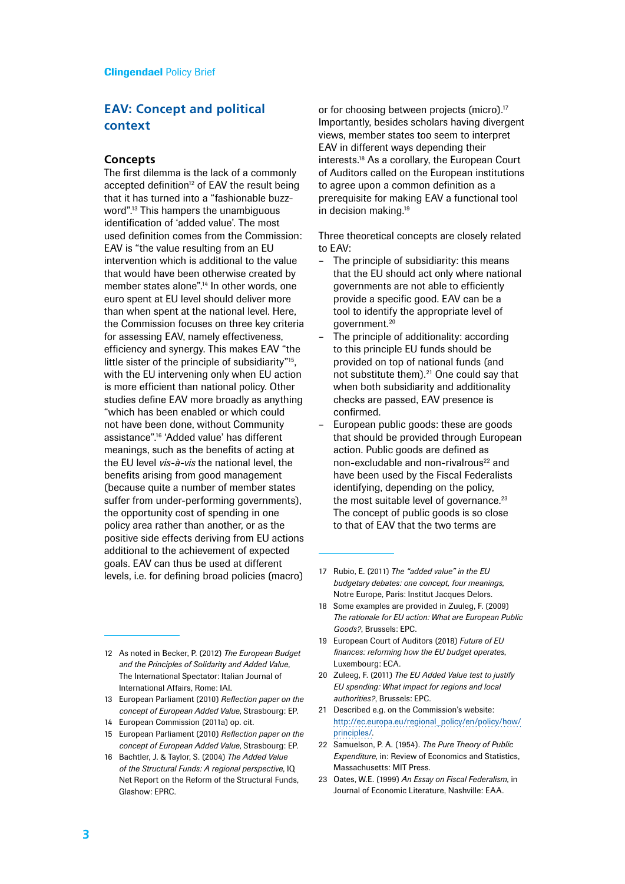## EAV: Concept and political context

### Concepts

The first dilemma is the lack of a commonly accepted definition[12] of EAV the result being that it has turned into a "fashionable buzz-word".[13] This hampers the unambiguous identification of 'added value'. The most used definition comes from the Commission: EAV is "the value resulting from an EU intervention which is additional to the value that would have been otherwise created by member states alone".[14] In other words, one euro spent at EU level should deliver more than when spent at the national level. Here, the Commission focuses on three key criteria for assessing EAV, namely effectiveness, efficiency and synergy. This makes EAV "the little sister of the principle of subsidiarity"[15], with the EU intervening only when EU action is more efficient than national policy. Other studies define EAV more broadly as anything "which has been enabled or which could not have been done, without Community assistance".[16] 'Added value' has different meanings, such as the benefits of acting at the EU level *vis-à-vis* the national level, the benefits arising from good management (because quite a number of member states suffer from under-performing governments), the opportunity cost of spending in one policy area rather than another, or as the positive side effects deriving from EU actions additional to the achievement of expected goals. EAV can thus be used at different levels, i.e. for defining broad policies (macro) or for choosing between projects (micro).[17] Importantly, besides scholars having divergent views, member states too seem to interpret EAV in different ways depending their interests.[18] As a corollary, the European Court of Auditors called on the European institutions to agree upon a common definition as a prerequisite for making EAV a functional tool in decision making.[19]

Three theoretical concepts are closely related to EAV:

- The principle of subsidiarity: this means that the EU should act only where national governments are not able to efficiently provide a specific good. EAV can be a tool to identify the appropriate level of government.[20]
- The principle of additionality: according to this principle EU funds should be provided on top of national funds (and not substitute them).[21] One could say that when both subsidiarity and additionality checks are passed, EAV presence is confirmed.
- European public goods: these are goods that should be provided through European action. Public goods are defined as non-excludable and non-rivalrous[22] and have been used by the Fiscal Federalists identifying, depending on the policy, the most suitable level of governance.[23] The concept of public goods is so close to that of EAV that the two terms are

---

12 As noted in Becker, P. (2012) *The European Budget and the Principles of Solidarity and Added Value*, The International Spectator: Italian Journal of International Affairs, Rome: IAI.

13 European Parliament (2010) *Reflection paper on the concept of European Added Value*, Strasbourg: EP.

14 European Commission (2011a) op. cit.

15 European Parliament (2010) *Reflection paper on the concept of European Added Value*, Strasbourg: EP.

16 Bachtler, J. & Taylor, S. (2004) *The Added Value of the Structural Funds: A regional perspective*, IQ Net Report on the Reform of the Structural Funds, Glashow: EPRC.

17 Rubio, E. (2011) *The "added value" in the EU budgetary debates: one concept, four meanings*, Notre Europe, Paris: Institut Jacques Delors.

18 Some examples are provided in Zuuleg, F. (2009) *The rationale for EU action: What are European Public Goods?*, Brussels: EPC.

19 European Court of Auditors (2018) *Future of EU finances: reforming how the EU budget operates*, Luxembourg: ECA.

20 Zuleeg, F. (2011) *The EU Added Value test to justify EU spending: What impact for regions and local authorities?*, Brussels: EPC.

21 Described e.g. on the Commission's website: http://ec.europa.eu/regional_policy/en/policy/how/principles/.

22 Samuelson, P. A. (1954). *The Pure Theory of Public Expenditure*, in: Review of Economics and Statistics, Massachusetts: MIT Press.

23 Oates, W.E. (1999) *An Essay on Fiscal Federalism*, in Journal of Economic Literature, Nashville: EAA.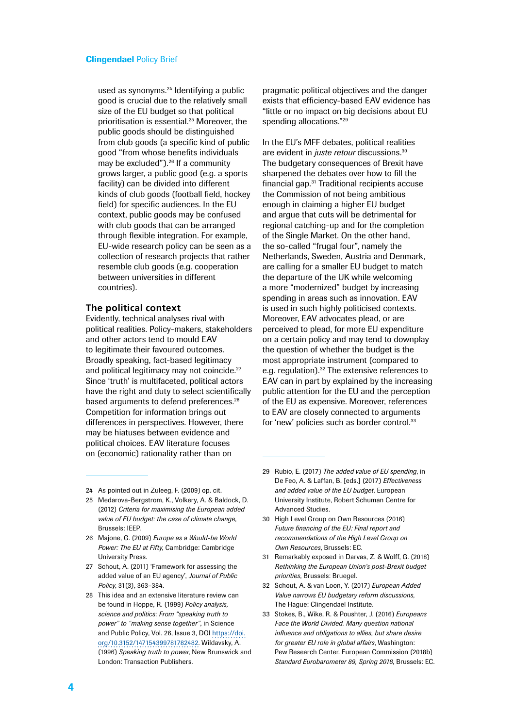used as synonyms.[24] Identifying a public good is crucial due to the relatively small size of the EU budget so that political prioritisation is essential.[25] Moreover, the public goods should be distinguished from club goods (a specific kind of public good "from whose benefits individuals may be excluded").[26] If a community grows larger, a public good (e.g. a sports facility) can be divided into different kinds of club goods (football field, hockey field) for specific audiences. In the EU context, public goods may be confused with club goods that can be arranged through flexible integration. For example, EU-wide research policy can be seen as a collection of research projects that rather resemble club goods (e.g. cooperation between universities in different countries).

## The political context

Evidently, technical analyses rival with political realities. Policy-makers, stakeholders and other actors tend to mould EAV to legitimate their favoured outcomes. Broadly speaking, fact-based legitimacy and political legitimacy may not coincide.[27] Since 'truth' is multifaceted, political actors have the right and duty to select scientifically based arguments to defend preferences.[28] Competition for information brings out differences in perspectives. However, there may be hiatuses between evidence and political choices. EAV literature focuses on (economic) rationality rather than on pragmatic political objectives and the danger exists that efficiency-based EAV evidence has "little or no impact on big decisions about EU spending allocations."[29]

In the EU's MFF debates, political realities are evident in *juste retour* discussions.[30] The budgetary consequences of Brexit have sharpened the debates over how to fill the financial gap.[31] Traditional recipients accuse the Commission of not being ambitious enough in claiming a higher EU budget and argue that cuts will be detrimental for regional catching-up and for the completion of the Single Market. On the other hand, the so-called "frugal four", namely the Netherlands, Sweden, Austria and Denmark, are calling for a smaller EU budget to match the departure of the UK while welcoming a more "modernized" budget by increasing spending in areas such as innovation. EAV is used in such highly politicised contexts. Moreover, EAV advocates plead, or are perceived to plead, for more EU expenditure on a certain policy and may tend to downplay the question of whether the budget is the most appropriate instrument (compared to e.g. regulation).[32] The extensive references to EAV can in part by explained by the increasing public attention for the EU and the perception of the EU as expensive. Moreover, references to EAV are closely connected to arguments for 'new' policies such as border control.[33]

---

24 As pointed out in Zuleeg, F. (2009) op. cit.

25 Medarova-Bergstrom, K., Volkery, A. & Baldock, D. (2012) *Criteria for maximising the European added value of EU budget: the case of climate change*, Brussels: IEEP.

26 Majone, G. (2009) *Europe as a Would-be World Power: The EU at Fifty*, Cambridge: Cambridge University Press.

27 Schout, A. (2011) 'Framework for assessing the added value of an EU agency', *Journal of Public Policy*, 31(3), 363–384.

28 This idea and an extensive literature review can be found in Hoppe, R. (1999) *Policy analysis, science and politics: From "speaking truth to power" to "making sense together"*, in Science and Public Policy, Vol. 26, Issue 3, DOI https://doi.org/10.3152/147154399781782482. Wildavsky, A. (1996) *Speaking truth to power*, New Brunswick and London: Transaction Publishers.

29 Rubio, E. (2017) *The added value of EU spending*, in De Feo, A. & Laffan, B. [eds.] (2017) *Effectiveness and added value of the EU budget*, European University Institute, Robert Schuman Centre for Advanced Studies.

30 High Level Group on Own Resources (2016) *Future financing of the EU: Final report and recommendations of the High Level Group on Own Resources*, Brussels: EC.

31 Remarkably exposed in Darvas, Z. & Wolff, G. (2018) *Rethinking the European Union's post-Brexit budget priorities*, Brussels: Bruegel.

32 Schout, A. & van Loon, Y. (2017) *European Added Value narrows EU budgetary reform discussions*, The Hague: Clingendael Institute.

33 Stokes, B., Wike, R. & Poushter, J. (2016) *Europeans Face the World Divided. Many question national influence and obligations to allies, but share desire for greater EU role in global affairs*, Washington: Pew Research Center. European Commission (2018b) *Standard Eurobarometer 89, Spring 2018*, Brussels: EC.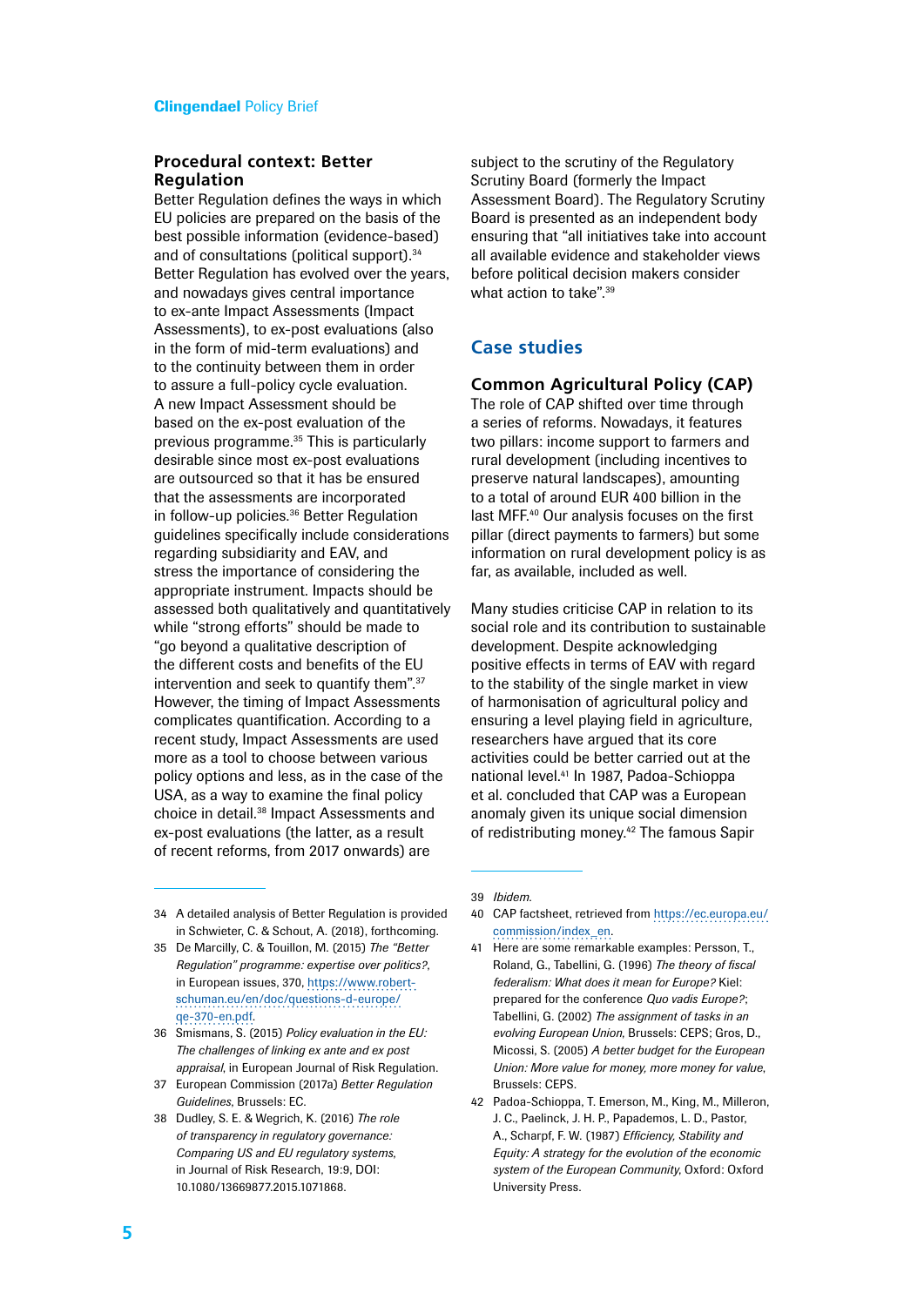### Procedural context: Better Regulation

Better Regulation defines the ways in which EU policies are prepared on the basis of the best possible information (evidence-based) and of consultations (political support).[34] Better Regulation has evolved over the years, and nowadays gives central importance to ex-ante Impact Assessments (Impact Assessments), to ex-post evaluations (also in the form of mid-term evaluations) and to the continuity between them in order to assure a full-policy cycle evaluation. A new Impact Assessment should be based on the ex-post evaluation of the previous programme.[35] This is particularly desirable since most ex-post evaluations are outsourced so that it has be ensured that the assessments are incorporated in follow-up policies.[36] Better Regulation guidelines specifically include considerations regarding subsidiarity and EAV, and stress the importance of considering the appropriate instrument. Impacts should be assessed both qualitatively and quantitatively while "strong efforts" should be made to "go beyond a qualitative description of the different costs and benefits of the EU intervention and seek to quantify them".[37] However, the timing of Impact Assessments complicates quantification. According to a recent study, Impact Assessments are used more as a tool to choose between various policy options and less, as in the case of the USA, as a way to examine the final policy choice in detail.[38] Impact Assessments and ex-post evaluations (the latter, as a result of recent reforms, from 2017 onwards) are subject to the scrutiny of the Regulatory Scrutiny Board (formerly the Impact Assessment Board). The Regulatory Scrutiny Board is presented as an independent body ensuring that "all initiatives take into account all available evidence and stakeholder views before political decision makers consider what action to take".[39]

## Case studies

### Common Agricultural Policy (CAP)

The role of CAP shifted over time through a series of reforms. Nowadays, it features two pillars: income support to farmers and rural development (including incentives to preserve natural landscapes), amounting to a total of around EUR 400 billion in the last MFF.[40] Our analysis focuses on the first pillar (direct payments to farmers) but some information on rural development policy is as far, as available, included as well.

Many studies criticise CAP in relation to its social role and its contribution to sustainable development. Despite acknowledging positive effects in terms of EAV with regard to the stability of the single market in view of harmonisation of agricultural policy and ensuring a level playing field in agriculture, researchers have argued that its core activities could be better carried out at the national level.[41] In 1987, Padoa-Schioppa et al. concluded that CAP was a European anomaly given its unique social dimension of redistributing money.[42] The famous Sapir

---

34 A detailed analysis of Better Regulation is provided in Schwieter, C. & Schout, A. (2018), forthcoming.

35 De Marcilly, C. & Touillon, M. (2015) *The "Better Regulation" programme: expertise over politics?*, in European issues, 370, https://www.robert-schuman.eu/en/doc/questions-d-europe/qe-370-en.pdf.

36 Smismans, S. (2015) *Policy evaluation in the EU: The challenges of linking ex ante and ex post appraisal*, in European Journal of Risk Regulation.

37 European Commission (2017a) *Better Regulation Guidelines*, Brussels: EC.

38 Dudley, S. E. & Wegrich, K. (2016) *The role of transparency in regulatory governance: Comparing US and EU regulatory systems*, in Journal of Risk Research, 19:9, DOI: 10.1080/13669877.2015.1071868.

39 *Ibidem*.

40 CAP factsheet, retrieved from https://ec.europa.eu/commission/index_en.

41 Here are some remarkable examples: Persson, T., Roland, G., Tabellini, G. (1996) *The theory of fiscal federalism: What does it mean for Europe?* Kiel: prepared for the conference *Quo vadis Europe?*; Tabellini, G. (2002) *The assignment of tasks in an evolving European Union*, Brussels: CEPS; Gros, D., Micossi, S. (2005) *A better budget for the European Union: More value for money, more money for value*, Brussels: CEPS.

42 Padoa-Schioppa, T. Emerson, M., King, M., Milleron, J. C., Paelinck, J. H. P., Papademos, L. D., Pastor, A., Scharpf, F. W. (1987) *Efficiency, Stability and Equity: A strategy for the evolution of the economic system of the European Community*, Oxford: Oxford University Press.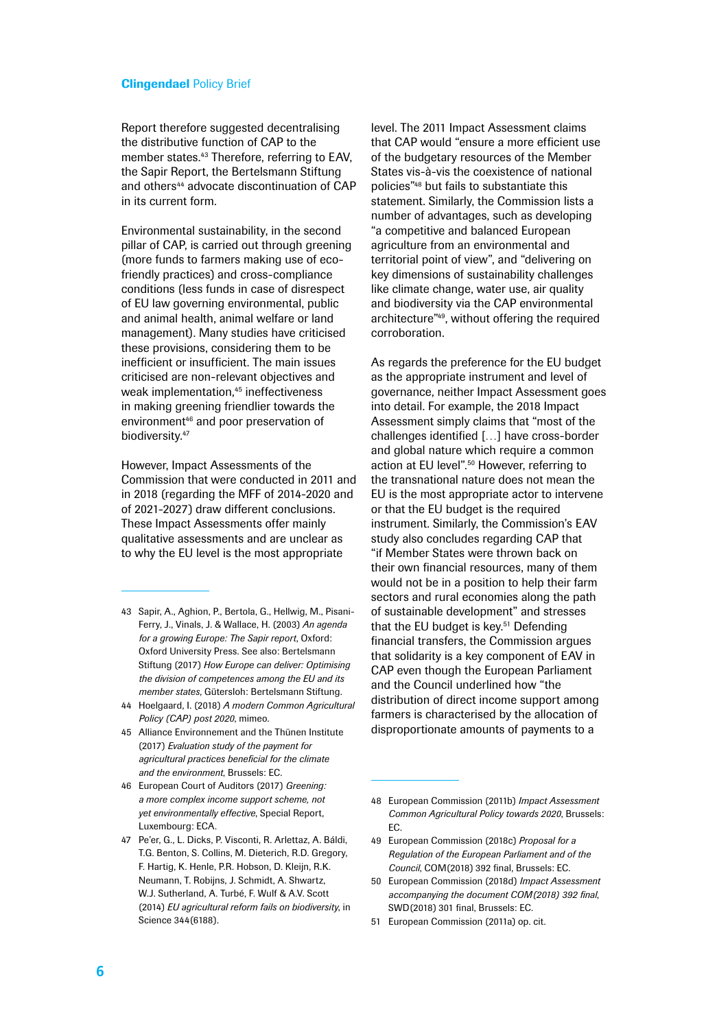Report therefore suggested decentralising the distributive function of CAP to the member states.[43] Therefore, referring to EAV, the Sapir Report, the Bertelsmann Stiftung and others[44] advocate discontinuation of CAP in its current form.

Environmental sustainability, in the second pillar of CAP, is carried out through greening (more funds to farmers making use of eco-friendly practices) and cross-compliance conditions (less funds in case of disrespect of EU law governing environmental, public and animal health, animal welfare or land management). Many studies have criticised these provisions, considering them to be inefficient or insufficient. The main issues criticised are non-relevant objectives and weak implementation,[45] ineffectiveness in making greening friendlier towards the environment[46] and poor preservation of biodiversity.[47]

However, Impact Assessments of the Commission that were conducted in 2011 and in 2018 (regarding the MFF of 2014-2020 and of 2021-2027) draw different conclusions. These Impact Assessments offer mainly qualitative assessments and are unclear as to why the EU level is the most appropriate level. The 2011 Impact Assessment claims that CAP would "ensure a more efficient use of the budgetary resources of the Member States vis-à-vis the coexistence of national policies"[48] but fails to substantiate this statement. Similarly, the Commission lists a number of advantages, such as developing "a competitive and balanced European agriculture from an environmental and territorial point of view", and "delivering on key dimensions of sustainability challenges like climate change, water use, air quality and biodiversity via the CAP environmental architecture"[49], without offering the required corroboration.

As regards the preference for the EU budget as the appropriate instrument and level of governance, neither Impact Assessment goes into detail. For example, the 2018 Impact Assessment simply claims that "most of the challenges identified […] have cross-border and global nature which require a common action at EU level".[50] However, referring to the transnational nature does not mean the EU is the most appropriate actor to intervene or that the EU budget is the required instrument. Similarly, the Commission's EAV study also concludes regarding CAP that "if Member States were thrown back on their own financial resources, many of them would not be in a position to help their farm sectors and rural economies along the path of sustainable development" and stresses that the EU budget is key.[51] Defending financial transfers, the Commission argues that solidarity is a key component of EAV in CAP even though the European Parliament and the Council underlined how "the distribution of direct income support among farmers is characterised by the allocation of disproportionate amounts of payments to a

---

43 Sapir, A., Aghion, P., Bertola, G., Hellwig, M., Pisani-Ferry, J., Vinals, J. & Wallace, H. (2003) *An agenda for a growing Europe: The Sapir report*, Oxford: Oxford University Press. See also: Bertelsmann Stiftung (2017) *How Europe can deliver: Optimising the division of competences among the EU and its member states*, Gütersloh: Bertelsmann Stiftung.

44 Hoelgaard, I. (2018) *A modern Common Agricultural Policy (CAP) post 2020*, mimeo.

45 Alliance Environnement and the Thünen Institute (2017) *Evaluation study of the payment for agricultural practices beneficial for the climate and the environment*, Brussels: EC.

46 European Court of Auditors (2017) *Greening: a more complex income support scheme, not yet environmentally effective*, Special Report, Luxembourg: ECA.

47 Pe'er, G., L. Dicks, P. Visconti, R. Arlettaz, A. Báldi, T.G. Benton, S. Collins, M. Dieterich, R.D. Gregory, F. Hartig, K. Henle, P.R. Hobson, D. Kleijn, R.K. Neumann, T. Robijns, J. Schmidt, A. Shwartz, W.J. Sutherland, A. Turbé, F. Wulf & A.V. Scott (2014) *EU agricultural reform fails on biodiversity*, in Science 344(6188).

48 European Commission (2011b) *Impact Assessment Common Agricultural Policy towards 2020*, Brussels: EC.

49 European Commission (2018c) *Proposal for a Regulation of the European Parliament and of the Council*, COM(2018) 392 final, Brussels: EC.

50 European Commission (2018d) *Impact Assessment accompanying the document COM(2018) 392 final*, SWD(2018) 301 final, Brussels: EC.

51 European Commission (2011a) op. cit.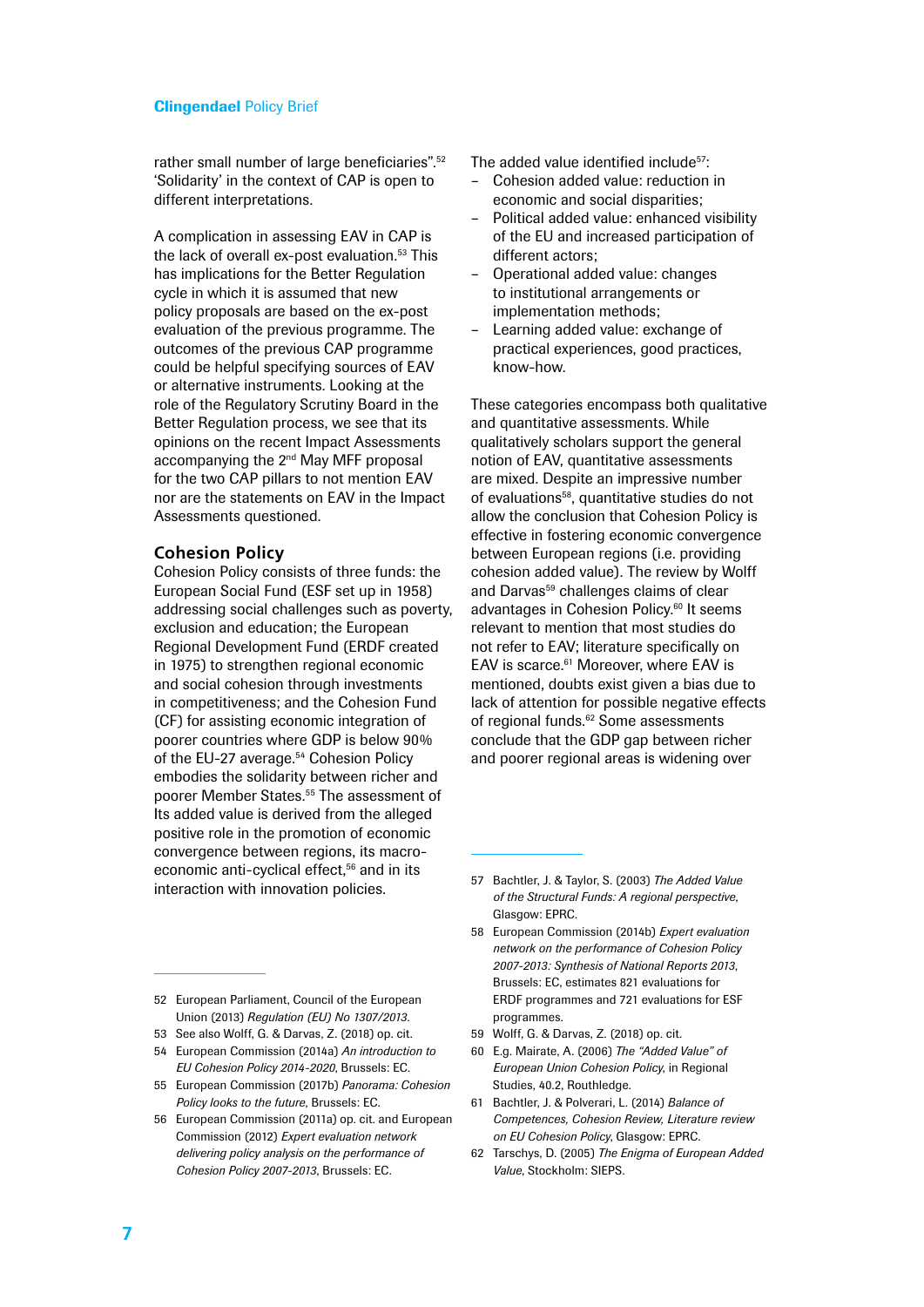rather small number of large beneficiaries".[52] 'Solidarity' in the context of CAP is open to different interpretations.

A complication in assessing EAV in CAP is the lack of overall ex-post evaluation.[53] This has implications for the Better Regulation cycle in which it is assumed that new policy proposals are based on the ex-post evaluation of the previous programme. The outcomes of the previous CAP programme could be helpful specifying sources of EAV or alternative instruments. Looking at the role of the Regulatory Scrutiny Board in the Better Regulation process, we see that its opinions on the recent Impact Assessments accompanying the 2nd May MFF proposal for the two CAP pillars to not mention EAV nor are the statements on EAV in the Impact Assessments questioned.

### Cohesion Policy

Cohesion Policy consists of three funds: the European Social Fund (ESF set up in 1958) addressing social challenges such as poverty, exclusion and education; the European Regional Development Fund (ERDF created in 1975) to strengthen regional economic and social cohesion through investments in competitiveness; and the Cohesion Fund (CF) for assisting economic integration of poorer countries where GDP is below 90% of the EU-27 average.[54] Cohesion Policy embodies the solidarity between richer and poorer Member States.[55] The assessment of Its added value is derived from the alleged positive role in the promotion of economic convergence between regions, its macro-economic anti-cyclical effect,[56] and in its interaction with innovation policies.

The added value identified include[57]:

- Cohesion added value: reduction in economic and social disparities;
- Political added value: enhanced visibility of the EU and increased participation of different actors;
- Operational added value: changes to institutional arrangements or implementation methods;
- Learning added value: exchange of practical experiences, good practices, know-how.

These categories encompass both qualitative and quantitative assessments. While qualitatively scholars support the general notion of EAV, quantitative assessments are mixed. Despite an impressive number of evaluations[58], quantitative studies do not allow the conclusion that Cohesion Policy is effective in fostering economic convergence between European regions (i.e. providing cohesion added value). The review by Wolff and Darvas[59] challenges claims of clear advantages in Cohesion Policy.[60] It seems relevant to mention that most studies do not refer to EAV; literature specifically on EAV is scarce.[61] Moreover, where EAV is mentioned, doubts exist given a bias due to lack of attention for possible negative effects of regional funds.[62] Some assessments conclude that the GDP gap between richer and poorer regional areas is widening over

---

52 European Parliament, Council of the European Union (2013) *Regulation (EU) No 1307/2013*.

53 See also Wolff, G. & Darvas, Z. (2018) op. cit.

54 European Commission (2014a) *An introduction to EU Cohesion Policy 2014-2020*, Brussels: EC.

55 European Commission (2017b) *Panorama: Cohesion Policy looks to the future*, Brussels: EC.

56 European Commission (2011a) op. cit. and European Commission (2012) *Expert evaluation network delivering policy analysis on the performance of Cohesion Policy 2007-2013*, Brussels: EC.

57 Bachtler, J. & Taylor, S. (2003) *The Added Value of the Structural Funds: A regional perspective*, Glasgow: EPRC.

58 European Commission (2014b) *Expert evaluation network on the performance of Cohesion Policy 2007-2013: Synthesis of National Reports 2013*, Brussels: EC, estimates 821 evaluations for ERDF programmes and 721 evaluations for ESF programmes.

59 Wolff, G. & Darvas, Z. (2018) op. cit.

60 E.g. Mairate, A. (2006) *The "Added Value" of European Union Cohesion Policy*, in Regional Studies, 40.2, Routhledge.

61 Bachtler, J. & Polverari, L. (2014) *Balance of Competences, Cohesion Review, Literature review on EU Cohesion Policy*, Glasgow: EPRC.

62 Tarschys, D. (2005) *The Enigma of European Added Value*, Stockholm: SIEPS.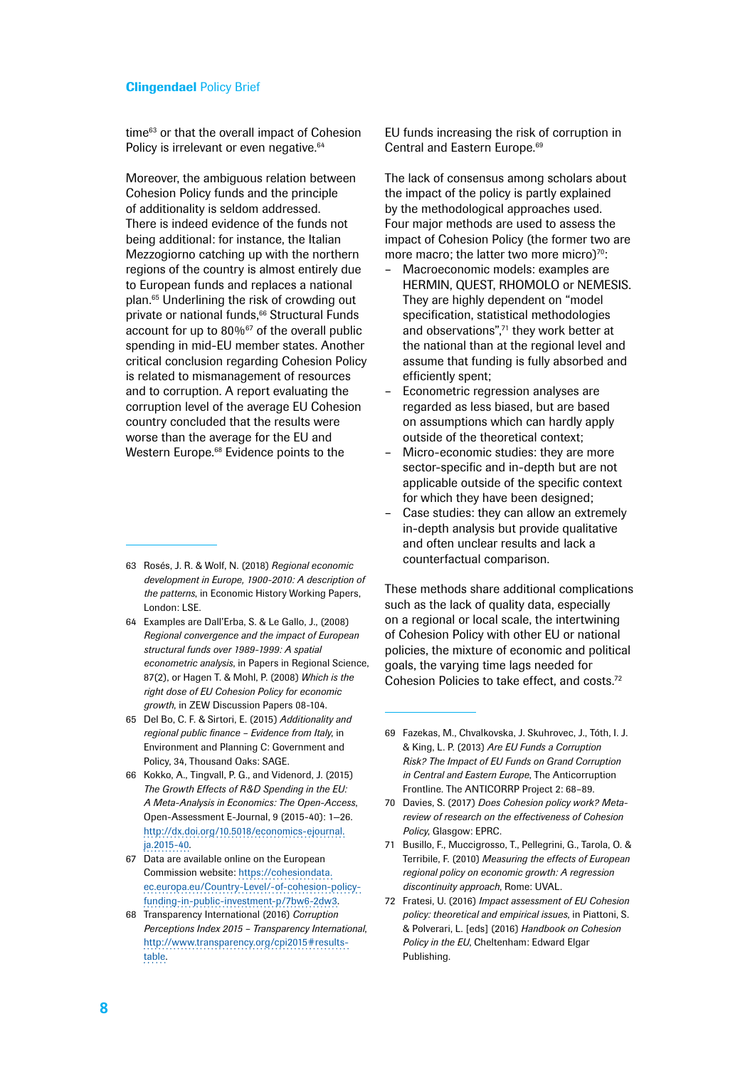time[63] or that the overall impact of Cohesion Policy is irrelevant or even negative.[64]

Moreover, the ambiguous relation between Cohesion Policy funds and the principle of additionality is seldom addressed. There is indeed evidence of the funds not being additional: for instance, the Italian Mezzogiorno catching up with the northern regions of the country is almost entirely due to European funds and replaces a national plan.[65] Underlining the risk of crowding out private or national funds,[66] Structural Funds account for up to 80%[67] of the overall public spending in mid-EU member states. Another critical conclusion regarding Cohesion Policy is related to mismanagement of resources and to corruption. A report evaluating the corruption level of the average EU Cohesion country concluded that the results were worse than the average for the EU and Western Europe.[68] Evidence points to the EU funds increasing the risk of corruption in Central and Eastern Europe.[69]

The lack of consensus among scholars about the impact of the policy is partly explained by the methodological approaches used. Four major methods are used to assess the impact of Cohesion Policy (the former two are more macro; the latter two more micro)[70]:

- Macroeconomic models: examples are HERMIN, QUEST, RHOMOLO or NEMESIS. They are highly dependent on "model specification, statistical methodologies and observations",[71] they work better at the national than at the regional level and assume that funding is fully absorbed and efficiently spent;
- Econometric regression analyses are regarded as less biased, but are based on assumptions which can hardly apply outside of the theoretical context;
- Micro-economic studies: they are more sector-specific and in-depth but are not applicable outside of the specific context for which they have been designed;
- Case studies: they can allow an extremely in-depth analysis but provide qualitative and often unclear results and lack a counterfactual comparison.

These methods share additional complications such as the lack of quality data, especially on a regional or local scale, the intertwining of Cohesion Policy with other EU or national policies, the mixture of economic and political goals, the varying time lags needed for Cohesion Policies to take effect, and costs.[72]

---

63 Rosés, J. R. & Wolf, N. (2018) *Regional economic development in Europe, 1900-2010: A description of the patterns*, in Economic History Working Papers, London: LSE.

64 Examples are Dall'Erba, S. & Le Gallo, J., (2008) *Regional convergence and the impact of European structural funds over 1989-1999: A spatial econometric analysis*, in Papers in Regional Science, 87(2), or Hagen T. & Mohl, P. (2008) *Which is the right dose of EU Cohesion Policy for economic growth*, in ZEW Discussion Papers 08-104.

65 Del Bo, C. F. & Sirtori, E. (2015) *Additionality and regional public finance – Evidence from Italy*, in Environment and Planning C: Government and Policy, 34, Thousand Oaks: SAGE.

66 Kokko, A., Tingvall, P. G., and Videnord, J. (2015) *The Growth Effects of R&D Spending in the EU: A Meta-Analysis in Economics: The Open-Access*, Open-Assessment E-Journal, 9 (2015-40): 1–26. http://dx.doi.org/10.5018/economics-ejournal.ja.2015-40.

67 Data are available online on the European Commission website: https://cohesiondata.ec.europa.eu/Country-Level/-of-cohesion-policy-funding-in-public-investment-p/7bw6-2dw3.

68 Transparency International (2016) *Corruption Perceptions Index 2015 – Transparency International*, http://www.transparency.org/cpi2015#results-table.

69 Fazekas, M., Chvalkovska, J. Skuhrovec, J., Tóth, I. J. & King, L. P. (2013) *Are EU Funds a Corruption Risk? The Impact of EU Funds on Grand Corruption in Central and Eastern Europe*, The Anticorruption Frontline. The ANTICORRP Project 2: 68–89.

70 Davies, S. (2017) *Does Cohesion policy work? Meta-review of research on the effectiveness of Cohesion Policy*, Glasgow: EPRC.

71 Busillo, F., Muccigrosso, T., Pellegrini, G., Tarola, O. & Terribile, F. (2010) *Measuring the effects of European regional policy on economic growth: A regression discontinuity approach*, Rome: UVAL.

72 Fratesi, U. (2016) *Impact assessment of EU Cohesion policy: theoretical and empirical issues*, in Piattoni, S. & Polverari, L. [eds] (2016) *Handbook on Cohesion Policy in the EU*, Cheltenham: Edward Elgar Publishing.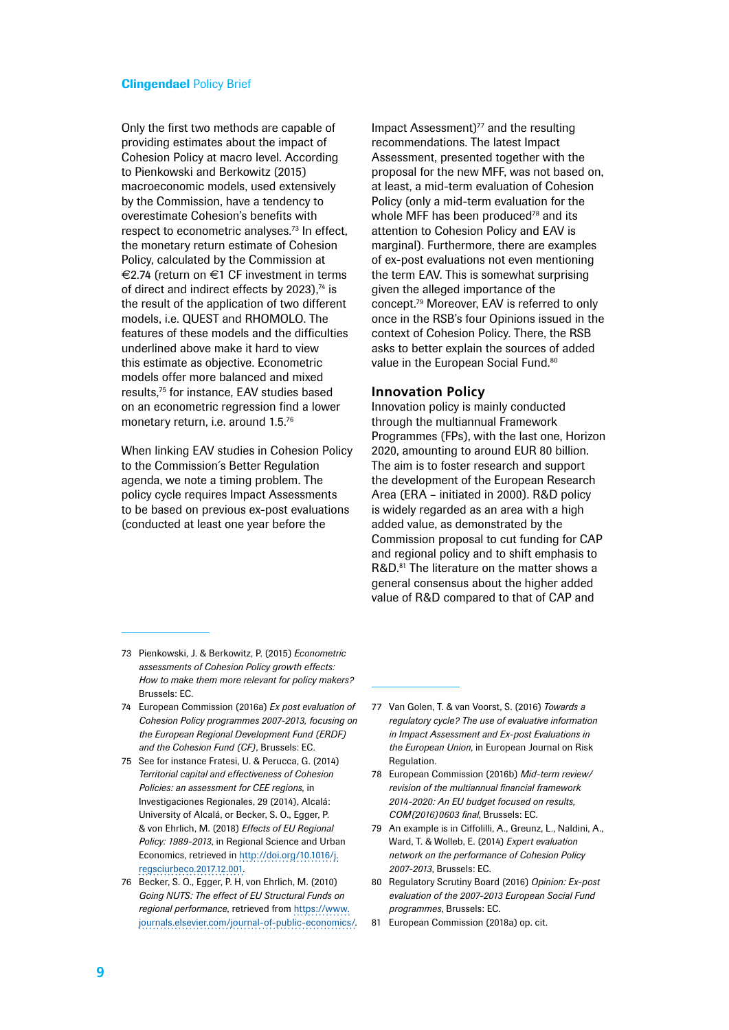Only the first two methods are capable of providing estimates about the impact of Cohesion Policy at macro level. According to Pienkowski and Berkowitz (2015) macroeconomic models, used extensively by the Commission, have a tendency to overestimate Cohesion's benefits with respect to econometric analyses.[73] In effect, the monetary return estimate of Cohesion Policy, calculated by the Commission at €2.74 (return on €1 CF investment in terms of direct and indirect effects by 2023),[74] is the result of the application of two different models, i.e. QUEST and RHOMOLO. The features of these models and the difficulties underlined above make it hard to view this estimate as objective. Econometric models offer more balanced and mixed results,[75] for instance, EAV studies based on an econometric regression find a lower monetary return, i.e. around 1.5.[76]

When linking EAV studies in Cohesion Policy to the Commission´s Better Regulation agenda, we note a timing problem. The policy cycle requires Impact Assessments to be based on previous ex-post evaluations (conducted at least one year before the Impact Assessment)[77] and the resulting recommendations. The latest Impact Assessment, presented together with the proposal for the new MFF, was not based on, at least, a mid-term evaluation of Cohesion Policy (only a mid-term evaluation for the whole MFF has been produced[78] and its attention to Cohesion Policy and EAV is marginal). Furthermore, there are examples of ex-post evaluations not even mentioning the term EAV. This is somewhat surprising given the alleged importance of the concept.[79] Moreover, EAV is referred to only once in the RSB's four Opinions issued in the context of Cohesion Policy. There, the RSB asks to better explain the sources of added value in the European Social Fund.[80]

## Innovation Policy

Innovation policy is mainly conducted through the multiannual Framework Programmes (FPs), with the last one, Horizon 2020, amounting to around EUR 80 billion. The aim is to foster research and support the development of the European Research Area (ERA – initiated in 2000). R&D policy is widely regarded as an area with a high added value, as demonstrated by the Commission proposal to cut funding for CAP and regional policy and to shift emphasis to R&D.[81] The literature on the matter shows a general consensus about the higher added value of R&D compared to that of CAP and

---

73 Pienkowski, J. & Berkowitz, P. (2015) *Econometric assessments of Cohesion Policy growth effects: How to make them more relevant for policy makers?* Brussels: EC.

74 European Commission (2016a) *Ex post evaluation of Cohesion Policy programmes 2007-2013, focusing on the European Regional Development Fund (ERDF) and the Cohesion Fund (CF)*, Brussels: EC.

75 See for instance Fratesi, U. & Perucca, G. (2014) *Territorial capital and effectiveness of Cohesion Policies: an assessment for CEE regions*, in Investigaciones Regionales, 29 (2014), Alcalá: University of Alcalá, or Becker, S. O., Egger, P. & von Ehrlich, M. (2018) *Effects of EU Regional Policy: 1989-2013*, in Regional Science and Urban Economics, retrieved in http://doi.org/10.1016/j.regsciurbeco.2017.12.001.

76 Becker, S. O., Egger, P. H, von Ehrlich, M. (2010) *Going NUTS: The effect of EU Structural Funds on regional performance*, retrieved from https://www.journals.elsevier.com/journal-of-public-economics/.

77 Van Golen, T. & van Voorst, S. (2016) *Towards a regulatory cycle? The use of evaluative information in Impact Assessment and Ex-post Evaluations in the European Union*, in European Journal on Risk Regulation.

78 European Commission (2016b) *Mid-term review/revision of the multiannual financial framework 2014-2020: An EU budget focused on results, COM(2016)0603 final*, Brussels: EC.

79 An example is in Ciffolilli, A., Greunz, L., Naldini, A., Ward, T. & Wolleb, E. (2014) *Expert evaluation network on the performance of Cohesion Policy 2007-2013*, Brussels: EC.

80 Regulatory Scrutiny Board (2016) *Opinion: Ex-post evaluation of the 2007-2013 European Social Fund programmes*, Brussels: EC.

81 European Commission (2018a) op. cit.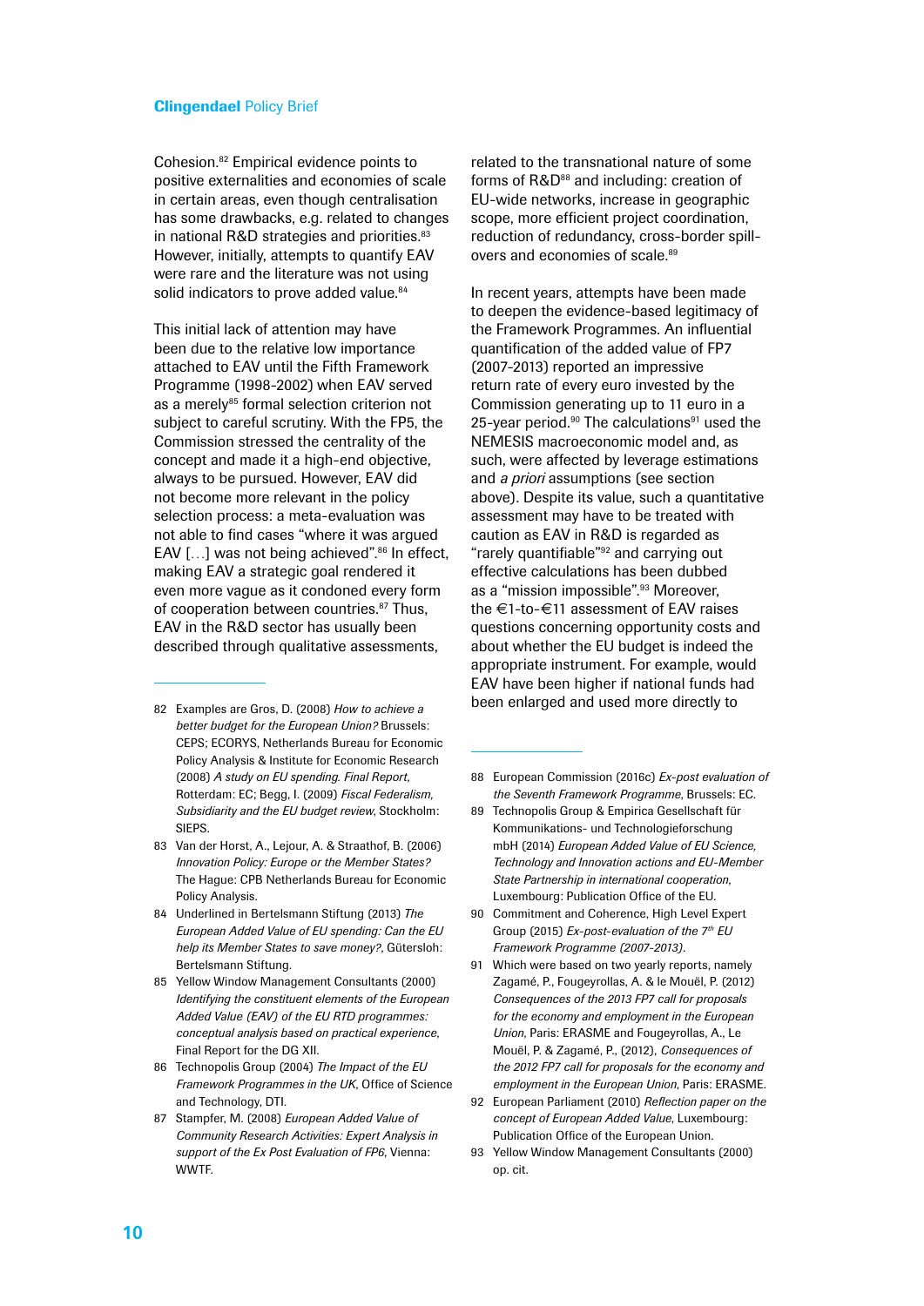Cohesion.[82] Empirical evidence points to positive externalities and economies of scale in certain areas, even though centralisation has some drawbacks, e.g. related to changes in national R&D strategies and priorities.[83] However, initially, attempts to quantify EAV were rare and the literature was not using solid indicators to prove added value.[84]

This initial lack of attention may have been due to the relative low importance attached to EAV until the Fifth Framework Programme (1998-2002) when EAV served as a merely[85] formal selection criterion not subject to careful scrutiny. With the FP5, the Commission stressed the centrality of the concept and made it a high-end objective, always to be pursued. However, EAV did not become more relevant in the policy selection process: a meta-evaluation was not able to find cases "where it was argued EAV […] was not being achieved".[86] In effect, making EAV a strategic goal rendered it even more vague as it condoned every form of cooperation between countries.[87] Thus, EAV in the R&D sector has usually been described through qualitative assessments, related to the transnational nature of some forms of R&D[88] and including: creation of EU-wide networks, increase in geographic scope, more efficient project coordination, reduction of redundancy, cross-border spill-overs and economies of scale.[89]

In recent years, attempts have been made to deepen the evidence-based legitimacy of the Framework Programmes. An influential quantification of the added value of FP7 (2007-2013) reported an impressive return rate of every euro invested by the Commission generating up to 11 euro in a 25-year period.[90] The calculations[91] used the NEMESIS macroeconomic model and, as such, were affected by leverage estimations and *a priori* assumptions (see section above). Despite its value, such a quantitative assessment may have to be treated with caution as EAV in R&D is regarded as "rarely quantifiable"[92] and carrying out effective calculations has been dubbed as a "mission impossible".[93] Moreover, the €1-to-€11 assessment of EAV raises questions concerning opportunity costs and about whether the EU budget is indeed the appropriate instrument. For example, would EAV have been higher if national funds had been enlarged and used more directly to

---

82 Examples are Gros, D. (2008) *How to achieve a better budget for the European Union?* Brussels: CEPS; ECORYS, Netherlands Bureau for Economic Policy Analysis & Institute for Economic Research (2008) *A study on EU spending. Final Report*, Rotterdam: EC; Begg, I. (2009) *Fiscal Federalism, Subsidiarity and the EU budget review*, Stockholm: SIEPS.

83 Van der Horst, A., Lejour, A. & Straathof, B. (2006) *Innovation Policy: Europe or the Member States?* The Hague: CPB Netherlands Bureau for Economic Policy Analysis.

84 Underlined in Bertelsmann Stiftung (2013) *The European Added Value of EU spending: Can the EU help its Member States to save money?*, Gütersloh: Bertelsmann Stiftung.

85 Yellow Window Management Consultants (2000) *Identifying the constituent elements of the European Added Value (EAV) of the EU RTD programmes: conceptual analysis based on practical experience*, Final Report for the DG XII.

86 Technopolis Group (2004) *The Impact of the EU Framework Programmes in the UK*, Office of Science and Technology, DTI.

87 Stampfer, M. (2008) *European Added Value of Community Research Activities: Expert Analysis in support of the Ex Post Evaluation of FP6*, Vienna: WWTF.

88 European Commission (2016c) *Ex-post evaluation of the Seventh Framework Programme*, Brussels: EC.

89 Technopolis Group & Empirica Gesellschaft für Kommunikations- und Technologieforschung mbH (2014) *European Added Value of EU Science, Technology and Innovation actions and EU-Member State Partnership in international cooperation*, Luxembourg: Publication Office of the EU.

90 Commitment and Coherence, High Level Expert Group (2015) *Ex-post-evaluation of the 7th EU Framework Programme (2007-2013)*.

91 Which were based on two yearly reports, namely Zagamé, P., Fougeyrollas, A. & le Mouël, P. (2012) *Consequences of the 2013 FP7 call for proposals for the economy and employment in the European Union*, Paris: ERASME and Fougeyrollas, A., Le Mouël, P. & Zagamé, P., (2012), *Consequences of the 2012 FP7 call for proposals for the economy and employment in the European Union*, Paris: ERASME.

92 European Parliament (2010) *Reflection paper on the concept of European Added Value*, Luxembourg: Publication Office of the European Union.

93 Yellow Window Management Consultants (2000) op. cit.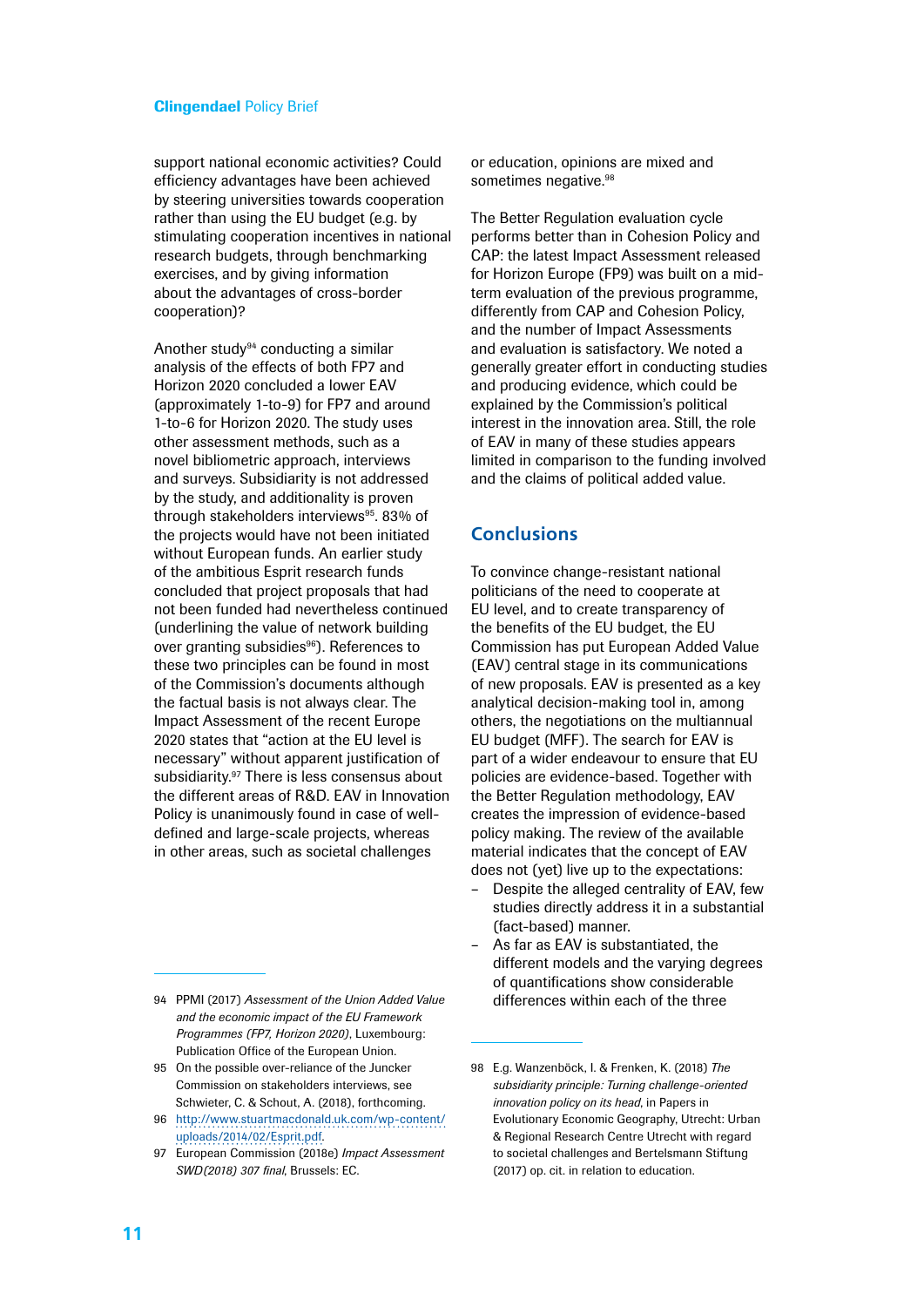support national economic activities? Could efficiency advantages have been achieved by steering universities towards cooperation rather than using the EU budget (e.g. by stimulating cooperation incentives in national research budgets, through benchmarking exercises, and by giving information about the advantages of cross-border cooperation)?

Another study[94] conducting a similar analysis of the effects of both FP7 and Horizon 2020 concluded a lower EAV (approximately 1-to-9) for FP7 and around 1-to-6 for Horizon 2020. The study uses other assessment methods, such as a novel bibliometric approach, interviews and surveys. Subsidiarity is not addressed by the study, and additionality is proven through stakeholders interviews[95]. 83% of the projects would have not been initiated without European funds. An earlier study of the ambitious Esprit research funds concluded that project proposals that had not been funded had nevertheless continued (underlining the value of network building over granting subsidies[96]). References to these two principles can be found in most of the Commission's documents although the factual basis is not always clear. The Impact Assessment of the recent Europe 2020 states that "action at the EU level is necessary" without apparent justification of subsidiarity.[97] There is less consensus about the different areas of R&D. EAV in Innovation Policy is unanimously found in case of well-defined and large-scale projects, whereas in other areas, such as societal challenges or education, opinions are mixed and sometimes negative.[98]

The Better Regulation evaluation cycle performs better than in Cohesion Policy and CAP: the latest Impact Assessment released for Horizon Europe (FP9) was built on a mid-term evaluation of the previous programme, differently from CAP and Cohesion Policy, and the number of Impact Assessments and evaluation is satisfactory. We noted a generally greater effort in conducting studies and producing evidence, which could be explained by the Commission's political interest in the innovation area. Still, the role of EAV in many of these studies appears limited in comparison to the funding involved and the claims of political added value.

## Conclusions

To convince change-resistant national politicians of the need to cooperate at EU level, and to create transparency of the benefits of the EU budget, the EU Commission has put European Added Value (EAV) central stage in its communications of new proposals. EAV is presented as a key analytical decision-making tool in, among others, the negotiations on the multiannual EU budget (MFF). The search for EAV is part of a wider endeavour to ensure that EU policies are evidence-based. Together with the Better Regulation methodology, EAV creates the impression of evidence-based policy making. The review of the available material indicates that the concept of EAV does not (yet) live up to the expectations:

- Despite the alleged centrality of EAV, few studies directly address it in a substantial (fact-based) manner.
- As far as EAV is substantiated, the different models and the varying degrees of quantifications show considerable differences within each of the three

---

94 PPMI (2017) *Assessment of the Union Added Value and the economic impact of the EU Framework Programmes (FP7, Horizon 2020)*, Luxembourg: Publication Office of the European Union.

95 On the possible over-reliance of the Juncker Commission on stakeholders interviews, see Schwieter, C. & Schout, A. (2018), forthcoming.

96 http://www.stuartmacdonald.uk.com/wp-content/uploads/2014/02/Esprit.pdf.

97 European Commission (2018e) *Impact Assessment SWD(2018) 307 final*, Brussels: EC.

98 E.g. Wanzenböck, I. & Frenken, K. (2018) *The subsidiarity principle: Turning challenge-oriented innovation policy on its head*, in Papers in Evolutionary Economic Geography, Utrecht: Urban & Regional Research Centre Utrecht with regard to societal challenges and Bertelsmann Stiftung (2017) op. cit. in relation to education.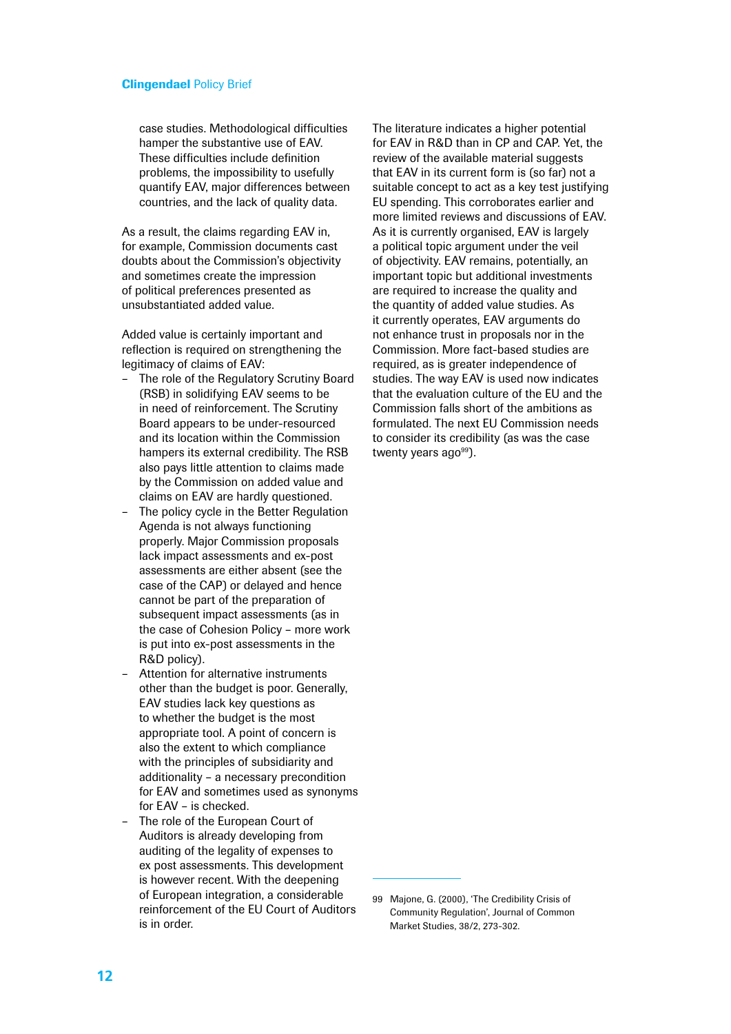case studies. Methodological difficulties hamper the substantive use of EAV. These difficulties include definition problems, the impossibility to usefully quantify EAV, major differences between countries, and the lack of quality data.

As a result, the claims regarding EAV in, for example, Commission documents cast doubts about the Commission's objectivity and sometimes create the impression of political preferences presented as unsubstantiated added value.

Added value is certainly important and reflection is required on strengthening the legitimacy of claims of EAV:

- The role of the Regulatory Scrutiny Board (RSB) in solidifying EAV seems to be in need of reinforcement. The Scrutiny Board appears to be under-resourced and its location within the Commission hampers its external credibility. The RSB also pays little attention to claims made by the Commission on added value and claims on EAV are hardly questioned.
- The policy cycle in the Better Regulation Agenda is not always functioning properly. Major Commission proposals lack impact assessments and ex-post assessments are either absent (see the case of the CAP) or delayed and hence cannot be part of the preparation of subsequent impact assessments (as in the case of Cohesion Policy – more work is put into ex-post assessments in the R&D policy).
- Attention for alternative instruments other than the budget is poor. Generally, EAV studies lack key questions as to whether the budget is the most appropriate tool. A point of concern is also the extent to which compliance with the principles of subsidiarity and additionality – a necessary precondition for EAV and sometimes used as synonyms for EAV – is checked.
- The role of the European Court of Auditors is already developing from auditing of the legality of expenses to ex post assessments. This development is however recent. With the deepening of European integration, a considerable reinforcement of the EU Court of Auditors is in order.

The literature indicates a higher potential for EAV in R&D than in CP and CAP. Yet, the review of the available material suggests that EAV in its current form is (so far) not a suitable concept to act as a key test justifying EU spending. This corroborates earlier and more limited reviews and discussions of EAV. As it is currently organised, EAV is largely a political topic argument under the veil of objectivity. EAV remains, potentially, an important topic but additional investments are required to increase the quality and the quantity of added value studies. As it currently operates, EAV arguments do not enhance trust in proposals nor in the Commission. More fact-based studies are required, as is greater independence of studies. The way EAV is used now indicates that the evaluation culture of the EU and the Commission falls short of the ambitions as formulated. The next EU Commission needs to consider its credibility (as was the case twenty years ago[99]).

---

99 Majone, G. (2000), 'The Credibility Crisis of Community Regulation', Journal of Common Market Studies, 38/2, 273-302.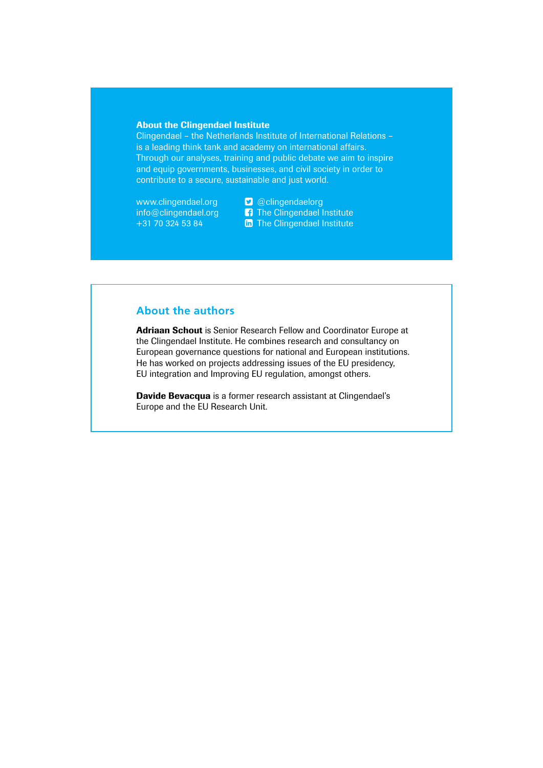**About the Clingendael Institute**
Clingendael – the Netherlands Institute of International Relations – is a leading think tank and academy on international affairs. Through our analyses, training and public debate we aim to inspire and equip governments, businesses, and civil society in order to contribute to a secure, sustainable and just world.

www.clingendael.org
info@clingendael.org
+31 70 324 53 84

@clingendaelorg
The Clingendael Institute
The Clingendael Institute

## About the authors

**Adriaan Schout** is Senior Research Fellow and Coordinator Europe at the Clingendael Institute. He combines research and consultancy on European governance questions for national and European institutions. He has worked on projects addressing issues of the EU presidency, EU integration and Improving EU regulation, amongst others.

**Davide Bevacqua** is a former research assistant at Clingendael's Europe and the EU Research Unit.